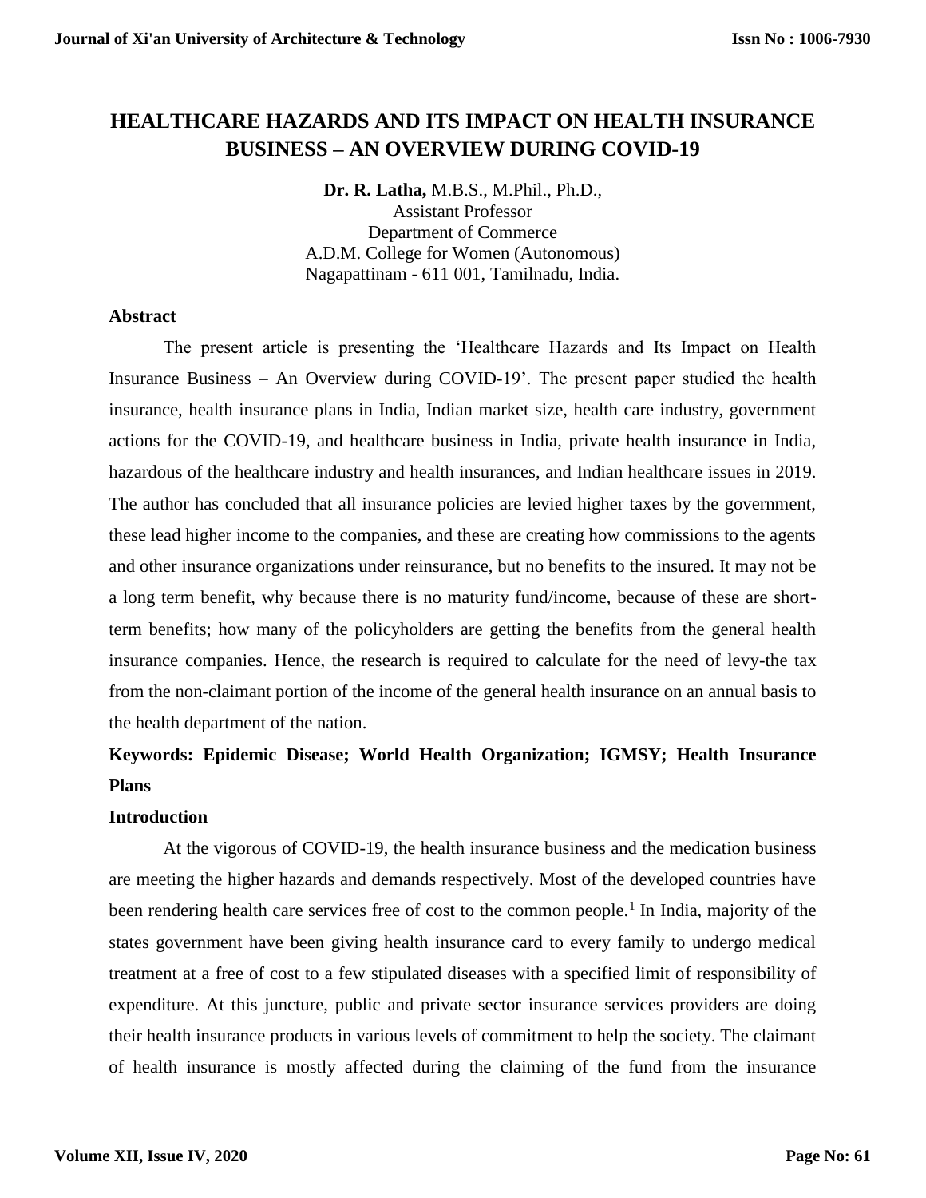# HEALTHCARE HAZARDS AND ITS IMPACT ON HEALTH INSURANCE BUSINESS – AN OVERVIEW DURING COVID-19

**Dr. R. Latha,** M.B.S., M.Phil., Ph.D.,
Assistant Professor
Department of Commerce
A.D.M. College for Women (Autonomous)
Nagapattinam - 611 001, Tamilnadu, India.

### Abstract

The present article is presenting the 'Healthcare Hazards and Its Impact on Health Insurance Business – An Overview during COVID-19'. The present paper studied the health insurance, health insurance plans in India, Indian market size, health care industry, government actions for the COVID-19, and healthcare business in India, private health insurance in India, hazardous of the healthcare industry and health insurances, and Indian healthcare issues in 2019. The author has concluded that all insurance policies are levied higher taxes by the government, these lead higher income to the companies, and these are creating how commissions to the agents and other insurance organizations under reinsurance, but no benefits to the insured. It may not be a long term benefit, why because there is no maturity fund/income, because of these are short-term benefits; how many of the policyholders are getting the benefits from the general health insurance companies. Hence, the research is required to calculate for the need of levy-the tax from the non-claimant portion of the income of the general health insurance on an annual basis to the health department of the nation.

**Keywords: Epidemic Disease; World Health Organization; IGMSY; Health Insurance Plans**

### Introduction

At the vigorous of COVID-19, the health insurance business and the medication business are meeting the higher hazards and demands respectively. Most of the developed countries have been rendering health care services free of cost to the common people.[1] In India, majority of the states government have been giving health insurance card to every family to undergo medical treatment at a free of cost to a few stipulated diseases with a specified limit of responsibility of expenditure. At this juncture, public and private sector insurance services providers are doing their health insurance products in various levels of commitment to help the society. The claimant of health insurance is mostly affected during the claiming of the fund from the insurance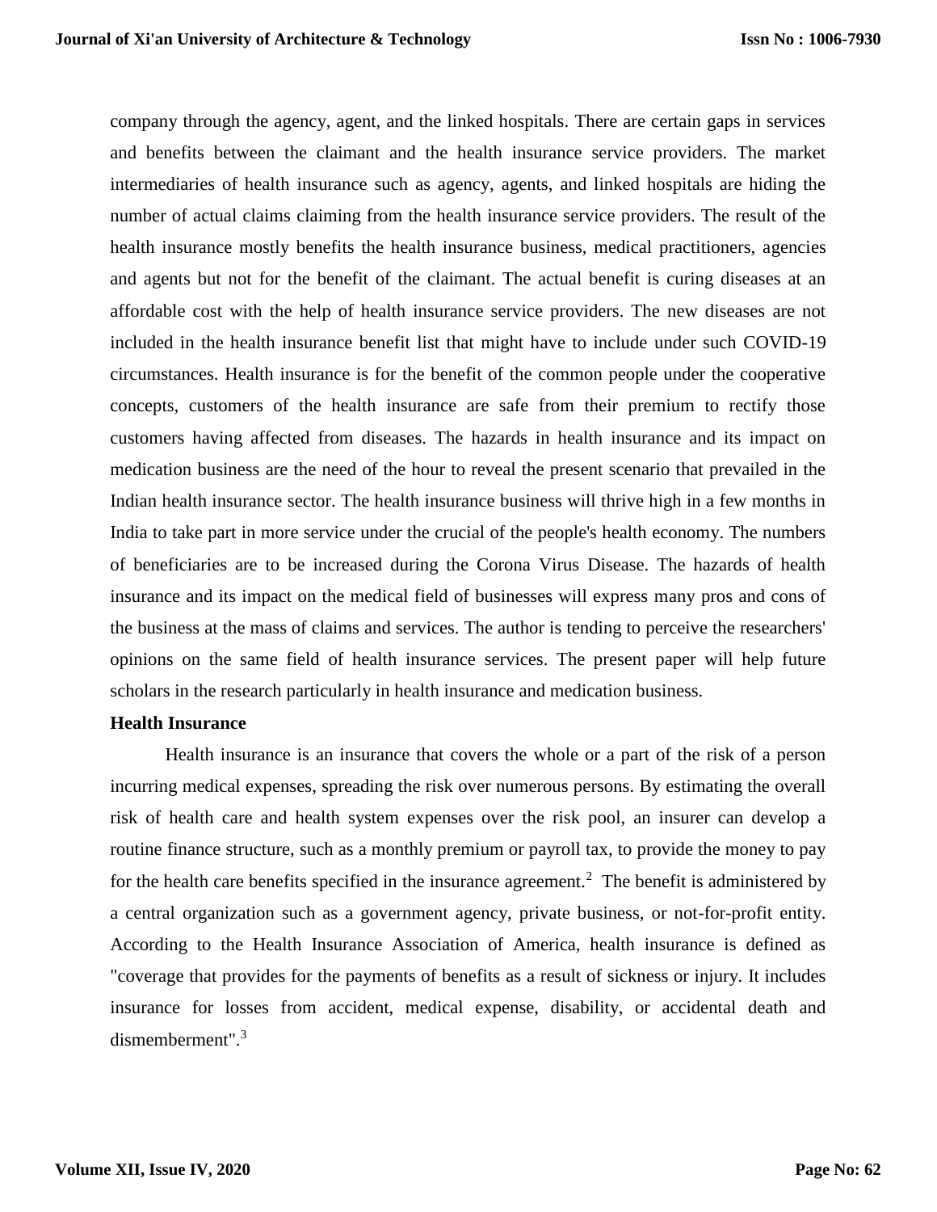company through the agency, agent, and the linked hospitals. There are certain gaps in services and benefits between the claimant and the health insurance service providers. The market intermediaries of health insurance such as agency, agents, and linked hospitals are hiding the number of actual claims claiming from the health insurance service providers. The result of the health insurance mostly benefits the health insurance business, medical practitioners, agencies and agents but not for the benefit of the claimant. The actual benefit is curing diseases at an affordable cost with the help of health insurance service providers. The new diseases are not included in the health insurance benefit list that might have to include under such COVID-19 circumstances. Health insurance is for the benefit of the common people under the cooperative concepts, customers of the health insurance are safe from their premium to rectify those customers having affected from diseases. The hazards in health insurance and its impact on medication business are the need of the hour to reveal the present scenario that prevailed in the Indian health insurance sector. The health insurance business will thrive high in a few months in India to take part in more service under the crucial of the people's health economy. The numbers of beneficiaries are to be increased during the Corona Virus Disease. The hazards of health insurance and its impact on the medical field of businesses will express many pros and cons of the business at the mass of claims and services. The author is tending to perceive the researchers' opinions on the same field of health insurance services. The present paper will help future scholars in the research particularly in health insurance and medication business.

**Health Insurance**

Health insurance is an insurance that covers the whole or a part of the risk of a person incurring medical expenses, spreading the risk over numerous persons. By estimating the overall risk of health care and health system expenses over the risk pool, an insurer can develop a routine finance structure, such as a monthly premium or payroll tax, to provide the money to pay for the health care benefits specified in the insurance agreement.[2] The benefit is administered by a central organization such as a government agency, private business, or not-for-profit entity. According to the Health Insurance Association of America, health insurance is defined as "coverage that provides for the payments of benefits as a result of sickness or injury. It includes insurance for losses from accident, medical expense, disability, or accidental death and dismemberment".[3]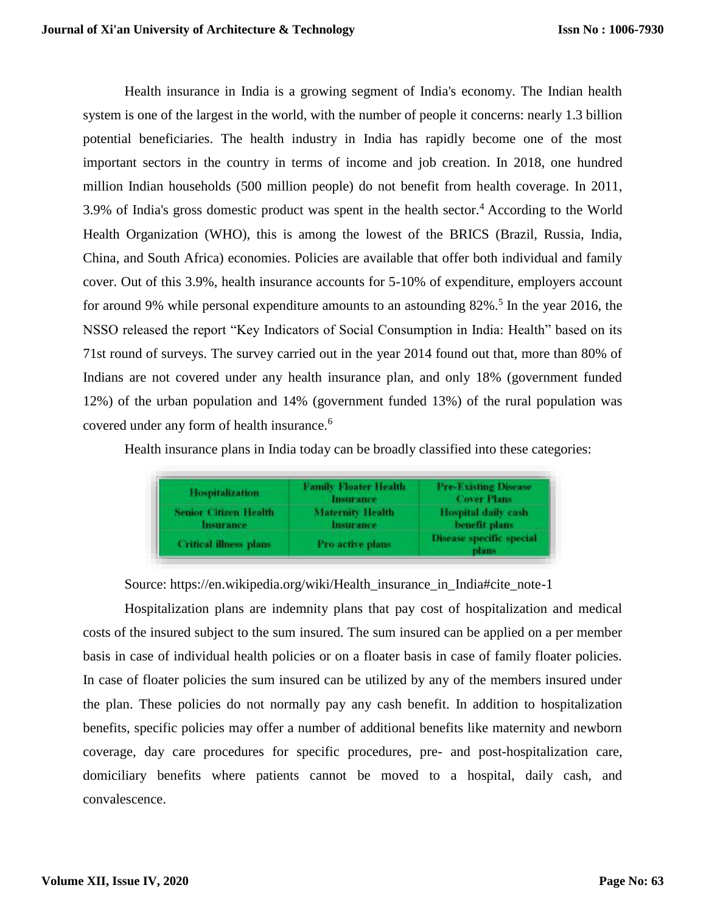Health insurance in India is a growing segment of India's economy. The Indian health system is one of the largest in the world, with the number of people it concerns: nearly 1.3 billion potential beneficiaries. The health industry in India has rapidly become one of the most important sectors in the country in terms of income and job creation. In 2018, one hundred million Indian households (500 million people) do not benefit from health coverage. In 2011, 3.9% of India's gross domestic product was spent in the health sector.[4] According to the World Health Organization (WHO), this is among the lowest of the BRICS (Brazil, Russia, India, China, and South Africa) economies. Policies are available that offer both individual and family cover. Out of this 3.9%, health insurance accounts for 5-10% of expenditure, employers account for around 9% while personal expenditure amounts to an astounding 82%.[5] In the year 2016, the NSSO released the report "Key Indicators of Social Consumption in India: Health" based on its 71st round of surveys. The survey carried out in the year 2014 found out that, more than 80% of Indians are not covered under any health insurance plan, and only 18% (government funded 12%) of the urban population and 14% (government funded 13%) of the rural population was covered under any form of health insurance.[6]

Health insurance plans in India today can be broadly classified into these categories:

| Hospitalization | Family Floater Health Insurance | Pre-Existing Disease Cover Plans |
|---|---|---|
| Senior Citizen Health Insurance | Maternity Health Insurance | Hospital daily cash benefit plans |
| Critical illness plans | Pro active plans | Disease specific special plans |

Source: https://en.wikipedia.org/wiki/Health_insurance_in_India#cite_note-1

Hospitalization plans are indemnity plans that pay cost of hospitalization and medical costs of the insured subject to the sum insured. The sum insured can be applied on a per member basis in case of individual health policies or on a floater basis in case of family floater policies. In case of floater policies the sum insured can be utilized by any of the members insured under the plan. These policies do not normally pay any cash benefit. In addition to hospitalization benefits, specific policies may offer a number of additional benefits like maternity and newborn coverage, day care procedures for specific procedures, pre- and post-hospitalization care, domiciliary benefits where patients cannot be moved to a hospital, daily cash, and convalescence.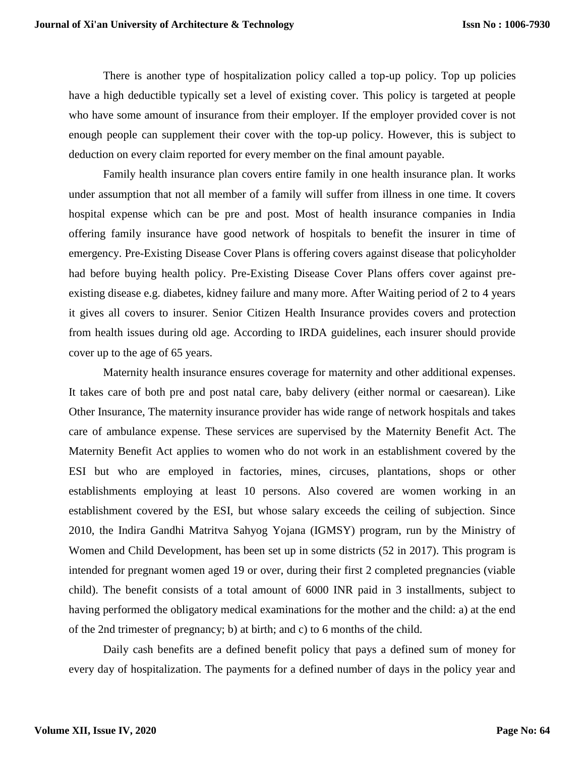There is another type of hospitalization policy called a top-up policy. Top up policies have a high deductible typically set a level of existing cover. This policy is targeted at people who have some amount of insurance from their employer. If the employer provided cover is not enough people can supplement their cover with the top-up policy. However, this is subject to deduction on every claim reported for every member on the final amount payable.

Family health insurance plan covers entire family in one health insurance plan. It works under assumption that not all member of a family will suffer from illness in one time. It covers hospital expense which can be pre and post. Most of health insurance companies in India offering family insurance have good network of hospitals to benefit the insurer in time of emergency. Pre-Existing Disease Cover Plans is offering covers against disease that policyholder had before buying health policy. Pre-Existing Disease Cover Plans offers cover against pre-existing disease e.g. diabetes, kidney failure and many more. After Waiting period of 2 to 4 years it gives all covers to insurer. Senior Citizen Health Insurance provides covers and protection from health issues during old age. According to IRDA guidelines, each insurer should provide cover up to the age of 65 years.

Maternity health insurance ensures coverage for maternity and other additional expenses. It takes care of both pre and post natal care, baby delivery (either normal or caesarean). Like Other Insurance, The maternity insurance provider has wide range of network hospitals and takes care of ambulance expense. These services are supervised by the Maternity Benefit Act. The Maternity Benefit Act applies to women who do not work in an establishment covered by the ESI but who are employed in factories, mines, circuses, plantations, shops or other establishments employing at least 10 persons. Also covered are women working in an establishment covered by the ESI, but whose salary exceeds the ceiling of subjection. Since 2010, the Indira Gandhi Matritva Sahyog Yojana (IGMSY) program, run by the Ministry of Women and Child Development, has been set up in some districts (52 in 2017). This program is intended for pregnant women aged 19 or over, during their first 2 completed pregnancies (viable child). The benefit consists of a total amount of 6000 INR paid in 3 installments, subject to having performed the obligatory medical examinations for the mother and the child: a) at the end of the 2nd trimester of pregnancy; b) at birth; and c) to 6 months of the child.

Daily cash benefits are a defined benefit policy that pays a defined sum of money for every day of hospitalization. The payments for a defined number of days in the policy year and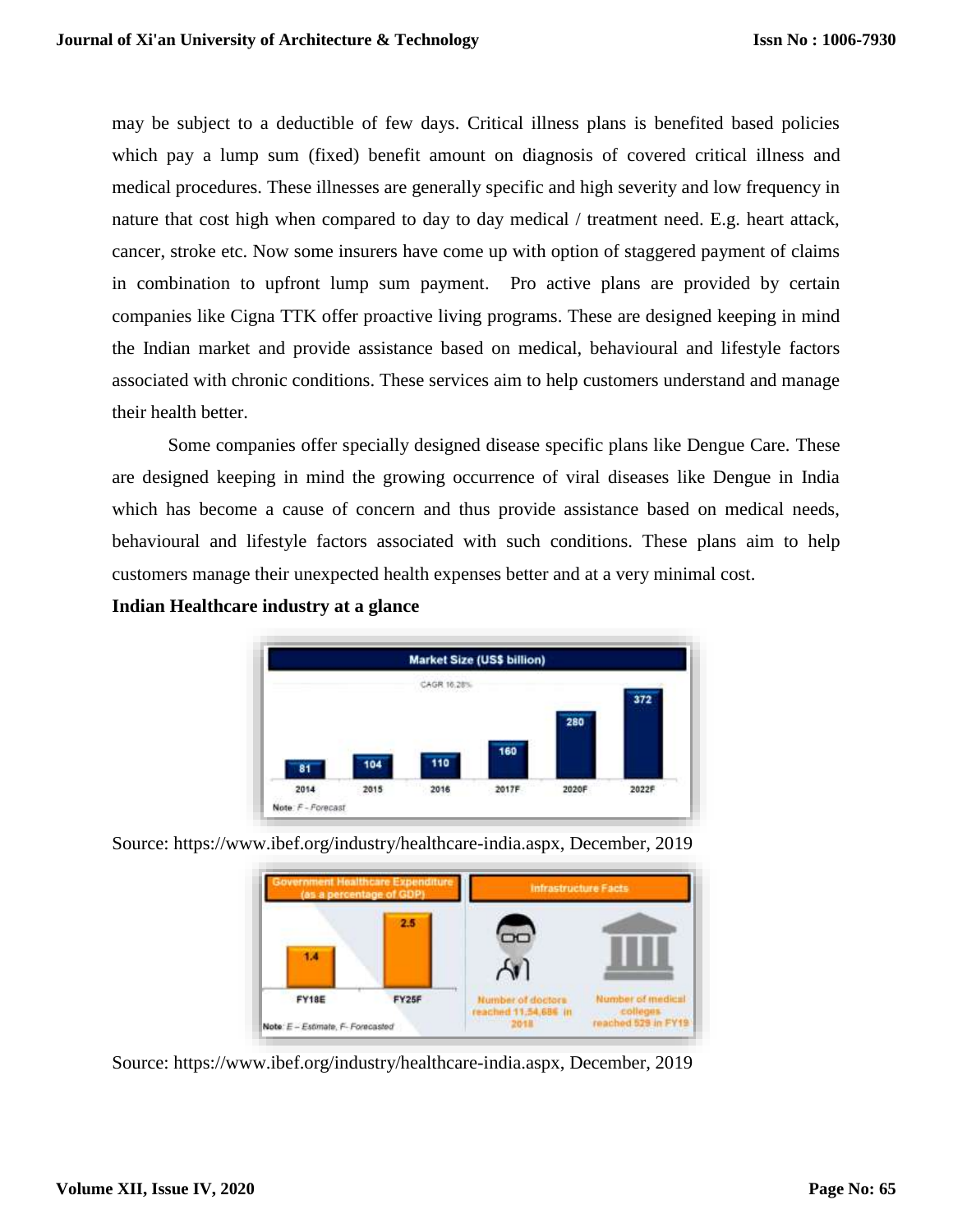may be subject to a deductible of few days. Critical illness plans is benefited based policies which pay a lump sum (fixed) benefit amount on diagnosis of covered critical illness and medical procedures. These illnesses are generally specific and high severity and low frequency in nature that cost high when compared to day to day medical / treatment need. E.g. heart attack, cancer, stroke etc. Now some insurers have come up with option of staggered payment of claims in combination to upfront lump sum payment. Pro active plans are provided by certain companies like Cigna TTK offer proactive living programs. These are designed keeping in mind the Indian market and provide assistance based on medical, behavioural and lifestyle factors associated with chronic conditions. These services aim to help customers understand and manage their health better.

Some companies offer specially designed disease specific plans like Dengue Care. These are designed keeping in mind the growing occurrence of viral diseases like Dengue in India which has become a cause of concern and thus provide assistance based on medical needs, behavioural and lifestyle factors associated with such conditions. These plans aim to help customers manage their unexpected health expenses better and at a very minimal cost.

**Indian Healthcare industry at a glance**

Source: https://www.ibef.org/industry/healthcare-india.aspx, December, 2019

Source: https://www.ibef.org/industry/healthcare-india.aspx, December, 2019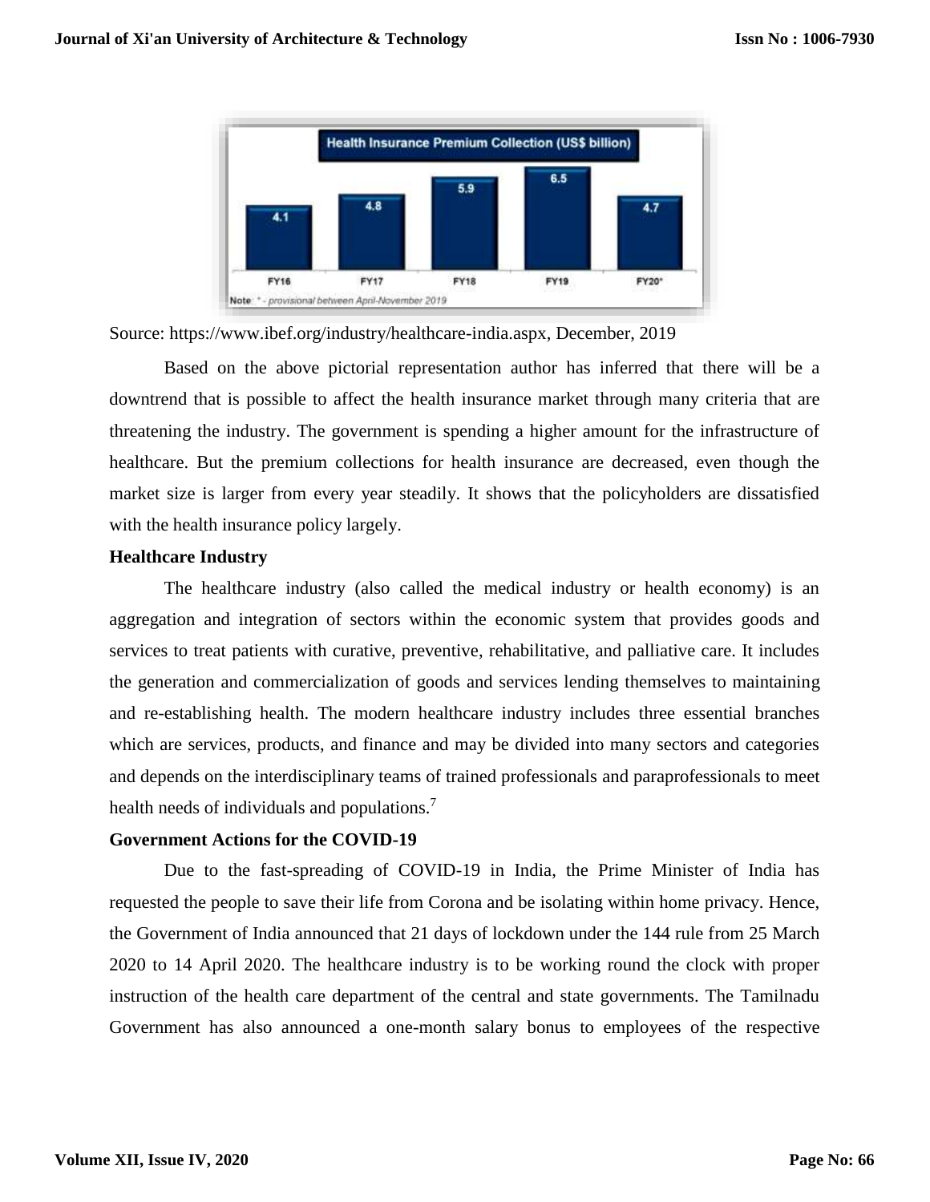**Health Insurance Premium Collection (US$ billion)**

| FY16 | FY17 | FY18 | FY19 | FY20* |
|---|---|---|---|---|
| 4.1 | 4.8 | 5.9 | 6.5 | 4.7 |

Note: * - provisional between April-November 2019

Source: https://www.ibef.org/industry/healthcare-india.aspx, December, 2019

Based on the above pictorial representation author has inferred that there will be a downtrend that is possible to affect the health insurance market through many criteria that are threatening the industry. The government is spending a higher amount for the infrastructure of healthcare. But the premium collections for health insurance are decreased, even though the market size is larger from every year steadily. It shows that the policyholders are dissatisfied with the health insurance policy largely.

**Healthcare Industry**

The healthcare industry (also called the medical industry or health economy) is an aggregation and integration of sectors within the economic system that provides goods and services to treat patients with curative, preventive, rehabilitative, and palliative care. It includes the generation and commercialization of goods and services lending themselves to maintaining and re-establishing health. The modern healthcare industry includes three essential branches which are services, products, and finance and may be divided into many sectors and categories and depends on the interdisciplinary teams of trained professionals and paraprofessionals to meet health needs of individuals and populations.[7]

**Government Actions for the COVID-19**

Due to the fast-spreading of COVID-19 in India, the Prime Minister of India has requested the people to save their life from Corona and be isolating within home privacy. Hence, the Government of India announced that 21 days of lockdown under the 144 rule from 25 March 2020 to 14 April 2020. The healthcare industry is to be working round the clock with proper instruction of the health care department of the central and state governments. The Tamilnadu Government has also announced a one-month salary bonus to employees of the respective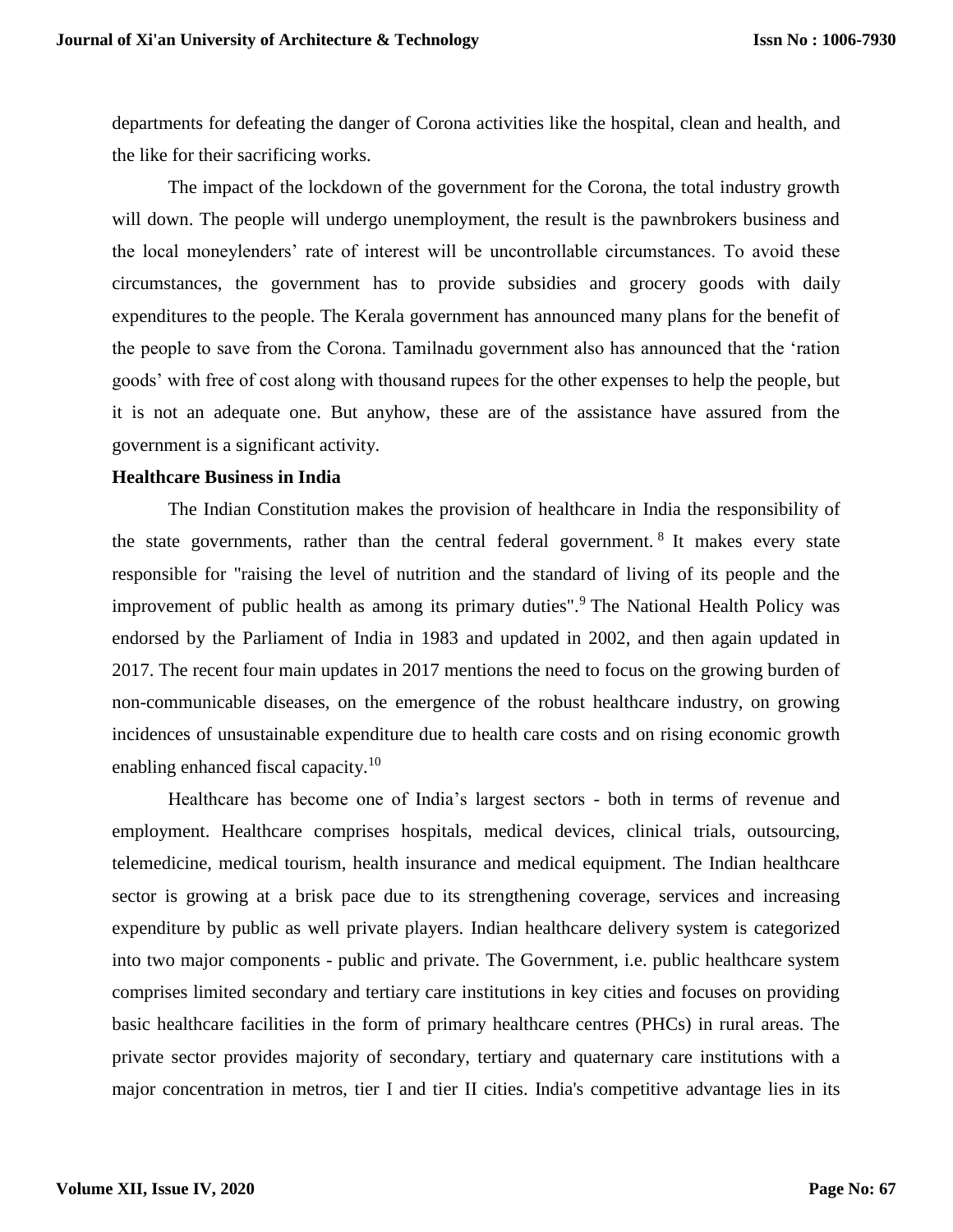departments for defeating the danger of Corona activities like the hospital, clean and health, and the like for their sacrificing works.

The impact of the lockdown of the government for the Corona, the total industry growth will down. The people will undergo unemployment, the result is the pawnbrokers business and the local moneylenders' rate of interest will be uncontrollable circumstances. To avoid these circumstances, the government has to provide subsidies and grocery goods with daily expenditures to the people. The Kerala government has announced many plans for the benefit of the people to save from the Corona. Tamilnadu government also has announced that the 'ration goods' with free of cost along with thousand rupees for the other expenses to help the people, but it is not an adequate one. But anyhow, these are of the assistance have assured from the government is a significant activity.

**Healthcare Business in India**

The Indian Constitution makes the provision of healthcare in India the responsibility of the state governments, rather than the central federal government.[8] It makes every state responsible for "raising the level of nutrition and the standard of living of its people and the improvement of public health as among its primary duties".[9] The National Health Policy was endorsed by the Parliament of India in 1983 and updated in 2002, and then again updated in 2017. The recent four main updates in 2017 mentions the need to focus on the growing burden of non-communicable diseases, on the emergence of the robust healthcare industry, on growing incidences of unsustainable expenditure due to health care costs and on rising economic growth enabling enhanced fiscal capacity.[10]

Healthcare has become one of India's largest sectors - both in terms of revenue and employment. Healthcare comprises hospitals, medical devices, clinical trials, outsourcing, telemedicine, medical tourism, health insurance and medical equipment. The Indian healthcare sector is growing at a brisk pace due to its strengthening coverage, services and increasing expenditure by public as well private players. Indian healthcare delivery system is categorized into two major components - public and private. The Government, i.e. public healthcare system comprises limited secondary and tertiary care institutions in key cities and focuses on providing basic healthcare facilities in the form of primary healthcare centres (PHCs) in rural areas. The private sector provides majority of secondary, tertiary and quaternary care institutions with a major concentration in metros, tier I and tier II cities. India's competitive advantage lies in its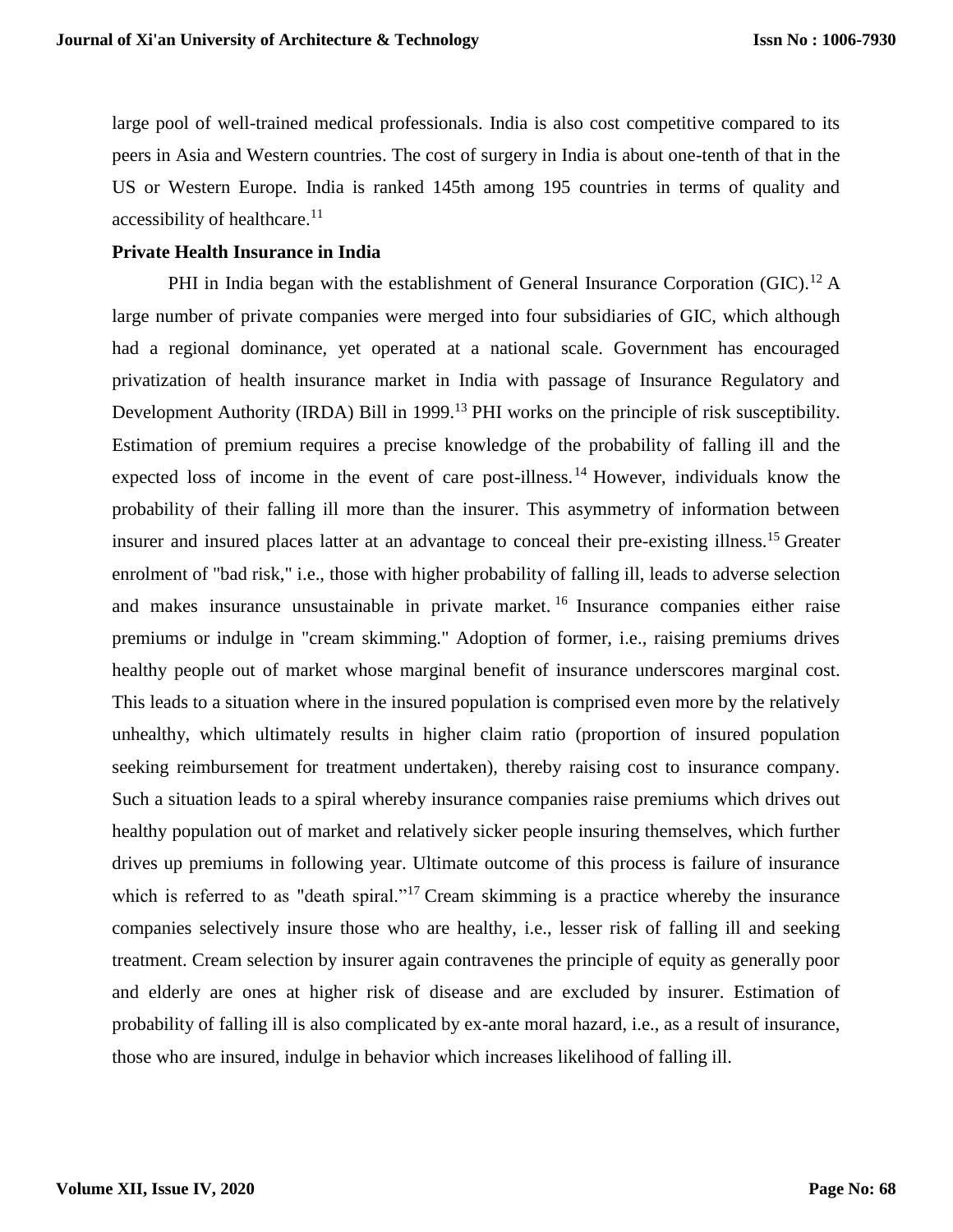large pool of well-trained medical professionals. India is also cost competitive compared to its peers in Asia and Western countries. The cost of surgery in India is about one-tenth of that in the US or Western Europe. India is ranked 145th among 195 countries in terms of quality and accessibility of healthcare.[11]

**Private Health Insurance in India**

PHI in India began with the establishment of General Insurance Corporation (GIC).[12] A large number of private companies were merged into four subsidiaries of GIC, which although had a regional dominance, yet operated at a national scale. Government has encouraged privatization of health insurance market in India with passage of Insurance Regulatory and Development Authority (IRDA) Bill in 1999.[13] PHI works on the principle of risk susceptibility. Estimation of premium requires a precise knowledge of the probability of falling ill and the expected loss of income in the event of care post-illness.[14] However, individuals know the probability of their falling ill more than the insurer. This asymmetry of information between insurer and insured places latter at an advantage to conceal their pre-existing illness.[15] Greater enrolment of "bad risk," i.e., those with higher probability of falling ill, leads to adverse selection and makes insurance unsustainable in private market.[16] Insurance companies either raise premiums or indulge in "cream skimming." Adoption of former, i.e., raising premiums drives healthy people out of market whose marginal benefit of insurance underscores marginal cost. This leads to a situation where in the insured population is comprised even more by the relatively unhealthy, which ultimately results in higher claim ratio (proportion of insured population seeking reimbursement for treatment undertaken), thereby raising cost to insurance company. Such a situation leads to a spiral whereby insurance companies raise premiums which drives out healthy population out of market and relatively sicker people insuring themselves, which further drives up premiums in following year. Ultimate outcome of this process is failure of insurance which is referred to as "death spiral."[17] Cream skimming is a practice whereby the insurance companies selectively insure those who are healthy, i.e., lesser risk of falling ill and seeking treatment. Cream selection by insurer again contravenes the principle of equity as generally poor and elderly are ones at higher risk of disease and are excluded by insurer. Estimation of probability of falling ill is also complicated by ex-ante moral hazard, i.e., as a result of insurance, those who are insured, indulge in behavior which increases likelihood of falling ill.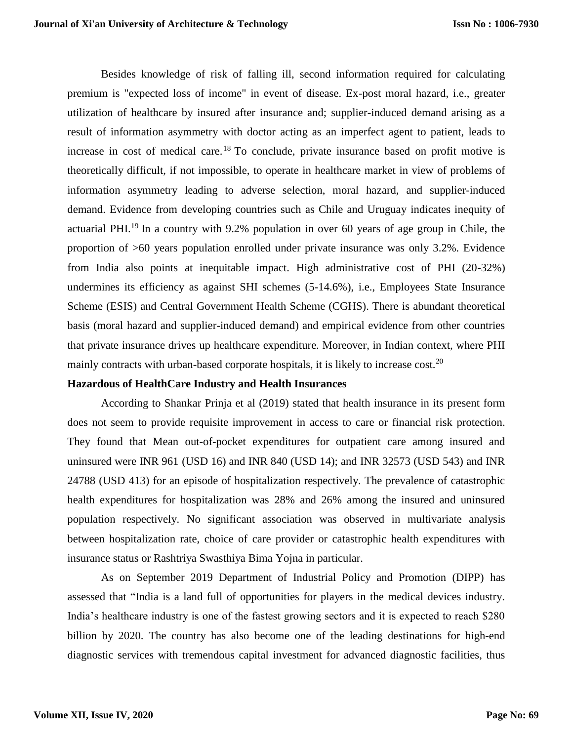Besides knowledge of risk of falling ill, second information required for calculating premium is "expected loss of income" in event of disease. Ex-post moral hazard, i.e., greater utilization of healthcare by insured after insurance and; supplier-induced demand arising as a result of information asymmetry with doctor acting as an imperfect agent to patient, leads to increase in cost of medical care.[18] To conclude, private insurance based on profit motive is theoretically difficult, if not impossible, to operate in healthcare market in view of problems of information asymmetry leading to adverse selection, moral hazard, and supplier-induced demand. Evidence from developing countries such as Chile and Uruguay indicates inequity of actuarial PHI.[19] In a country with 9.2% population in over 60 years of age group in Chile, the proportion of >60 years population enrolled under private insurance was only 3.2%. Evidence from India also points at inequitable impact. High administrative cost of PHI (20-32%) undermines its efficiency as against SHI schemes (5-14.6%), i.e., Employees State Insurance Scheme (ESIS) and Central Government Health Scheme (CGHS). There is abundant theoretical basis (moral hazard and supplier-induced demand) and empirical evidence from other countries that private insurance drives up healthcare expenditure. Moreover, in Indian context, where PHI mainly contracts with urban-based corporate hospitals, it is likely to increase cost.[20]

**Hazardous of HealthCare Industry and Health Insurances**

According to Shankar Prinja et al (2019) stated that health insurance in its present form does not seem to provide requisite improvement in access to care or financial risk protection. They found that Mean out-of-pocket expenditures for outpatient care among insured and uninsured were INR 961 (USD 16) and INR 840 (USD 14); and INR 32573 (USD 543) and INR 24788 (USD 413) for an episode of hospitalization respectively. The prevalence of catastrophic health expenditures for hospitalization was 28% and 26% among the insured and uninsured population respectively. No significant association was observed in multivariate analysis between hospitalization rate, choice of care provider or catastrophic health expenditures with insurance status or Rashtriya Swasthiya Bima Yojna in particular.

As on September 2019 Department of Industrial Policy and Promotion (DIPP) has assessed that "India is a land full of opportunities for players in the medical devices industry. India's healthcare industry is one of the fastest growing sectors and it is expected to reach $280 billion by 2020. The country has also become one of the leading destinations for high-end diagnostic services with tremendous capital investment for advanced diagnostic facilities, thus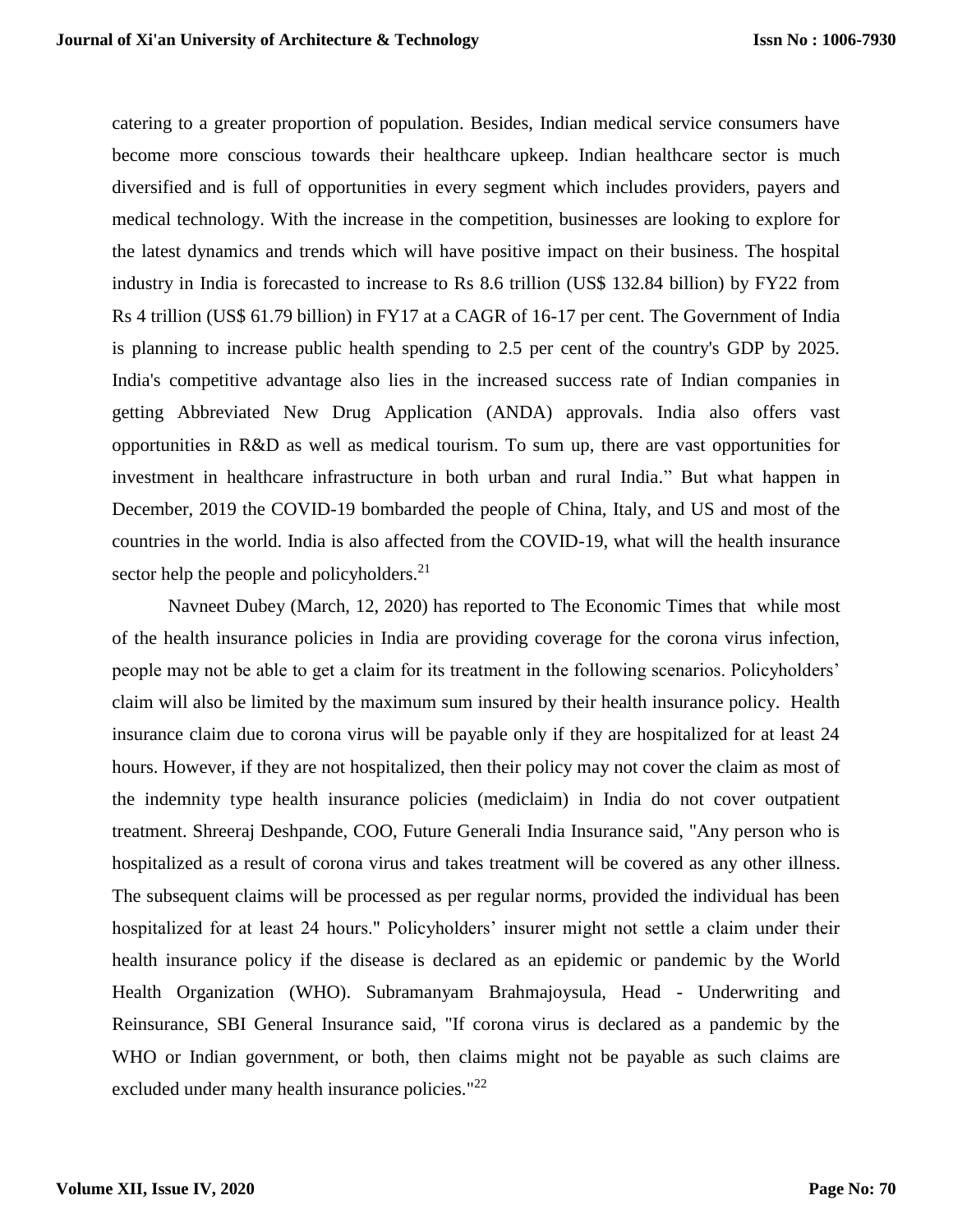catering to a greater proportion of population. Besides, Indian medical service consumers have become more conscious towards their healthcare upkeep. Indian healthcare sector is much diversified and is full of opportunities in every segment which includes providers, payers and medical technology. With the increase in the competition, businesses are looking to explore for the latest dynamics and trends which will have positive impact on their business. The hospital industry in India is forecasted to increase to Rs 8.6 trillion (US$ 132.84 billion) by FY22 from Rs 4 trillion (US$ 61.79 billion) in FY17 at a CAGR of 16-17 per cent. The Government of India is planning to increase public health spending to 2.5 per cent of the country's GDP by 2025. India's competitive advantage also lies in the increased success rate of Indian companies in getting Abbreviated New Drug Application (ANDA) approvals. India also offers vast opportunities in R&D as well as medical tourism. To sum up, there are vast opportunities for investment in healthcare infrastructure in both urban and rural India." But what happen in December, 2019 the COVID-19 bombarded the people of China, Italy, and US and most of the countries in the world. India is also affected from the COVID-19, what will the health insurance sector help the people and policyholders.[21]

Navneet Dubey (March, 12, 2020) has reported to The Economic Times that while most of the health insurance policies in India are providing coverage for the corona virus infection, people may not be able to get a claim for its treatment in the following scenarios. Policyholders' claim will also be limited by the maximum sum insured by their health insurance policy. Health insurance claim due to corona virus will be payable only if they are hospitalized for at least 24 hours. However, if they are not hospitalized, then their policy may not cover the claim as most of the indemnity type health insurance policies (mediclaim) in India do not cover outpatient treatment. Shreeraj Deshpande, COO, Future Generali India Insurance said, "Any person who is hospitalized as a result of corona virus and takes treatment will be covered as any other illness. The subsequent claims will be processed as per regular norms, provided the individual has been hospitalized for at least 24 hours." Policyholders' insurer might not settle a claim under their health insurance policy if the disease is declared as an epidemic or pandemic by the World Health Organization (WHO). Subramanyam Brahmajoysula, Head - Underwriting and Reinsurance, SBI General Insurance said, "If corona virus is declared as a pandemic by the WHO or Indian government, or both, then claims might not be payable as such claims are excluded under many health insurance policies."[22]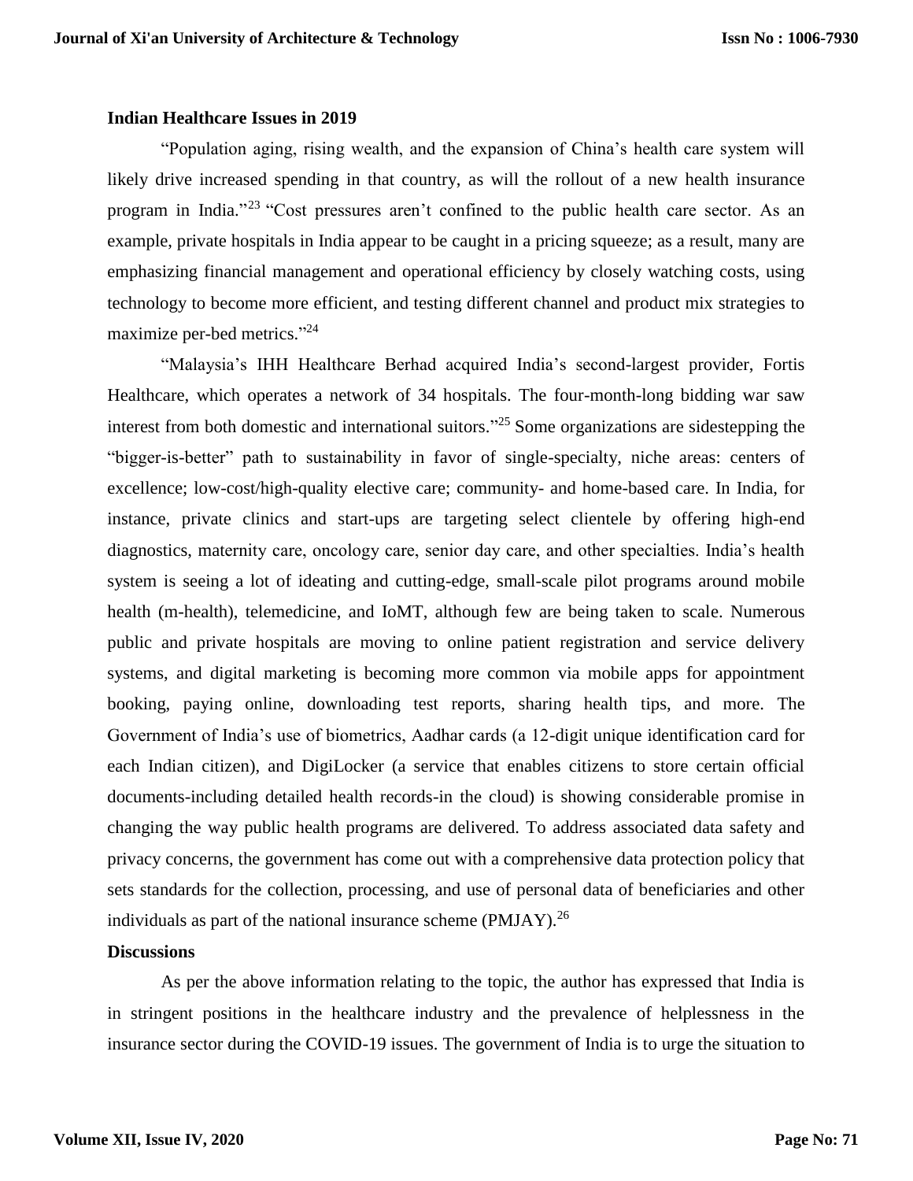**Indian Healthcare Issues in 2019**

"Population aging, rising wealth, and the expansion of China's health care system will likely drive increased spending in that country, as will the rollout of a new health insurance program in India."[23] "Cost pressures aren't confined to the public health care sector. As an example, private hospitals in India appear to be caught in a pricing squeeze; as a result, many are emphasizing financial management and operational efficiency by closely watching costs, using technology to become more efficient, and testing different channel and product mix strategies to maximize per-bed metrics."[24]

"Malaysia's IHH Healthcare Berhad acquired India's second-largest provider, Fortis Healthcare, which operates a network of 34 hospitals. The four-month-long bidding war saw interest from both domestic and international suitors."[25] Some organizations are sidestepping the "bigger-is-better" path to sustainability in favor of single-specialty, niche areas: centers of excellence; low-cost/high-quality elective care; community- and home-based care. In India, for instance, private clinics and start-ups are targeting select clientele by offering high-end diagnostics, maternity care, oncology care, senior day care, and other specialties. India's health system is seeing a lot of ideating and cutting-edge, small-scale pilot programs around mobile health (m-health), telemedicine, and IoMT, although few are being taken to scale. Numerous public and private hospitals are moving to online patient registration and service delivery systems, and digital marketing is becoming more common via mobile apps for appointment booking, paying online, downloading test reports, sharing health tips, and more. The Government of India's use of biometrics, Aadhar cards (a 12-digit unique identification card for each Indian citizen), and DigiLocker (a service that enables citizens to store certain official documents-including detailed health records-in the cloud) is showing considerable promise in changing the way public health programs are delivered. To address associated data safety and privacy concerns, the government has come out with a comprehensive data protection policy that sets standards for the collection, processing, and use of personal data of beneficiaries and other individuals as part of the national insurance scheme (PMJAY).[26]

**Discussions**

As per the above information relating to the topic, the author has expressed that India is in stringent positions in the healthcare industry and the prevalence of helplessness in the insurance sector during the COVID-19 issues. The government of India is to urge the situation to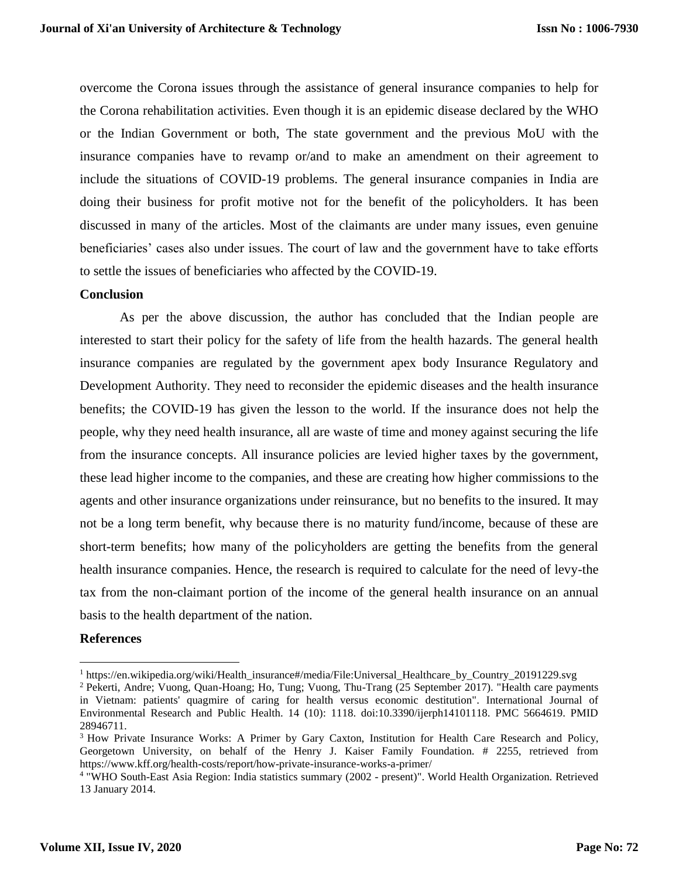overcome the Corona issues through the assistance of general insurance companies to help for the Corona rehabilitation activities. Even though it is an epidemic disease declared by the WHO or the Indian Government or both, The state government and the previous MoU with the insurance companies have to revamp or/and to make an amendment on their agreement to include the situations of COVID-19 problems. The general insurance companies in India are doing their business for profit motive not for the benefit of the policyholders. It has been discussed in many of the articles. Most of the claimants are under many issues, even genuine beneficiaries' cases also under issues. The court of law and the government have to take efforts to settle the issues of beneficiaries who affected by the COVID-19.

**Conclusion**

As per the above discussion, the author has concluded that the Indian people are interested to start their policy for the safety of life from the health hazards. The general health insurance companies are regulated by the government apex body Insurance Regulatory and Development Authority. They need to reconsider the epidemic diseases and the health insurance benefits; the COVID-19 has given the lesson to the world. If the insurance does not help the people, why they need health insurance, all are waste of time and money against securing the life from the insurance concepts. All insurance policies are levied higher taxes by the government, these lead higher income to the companies, and these are creating how higher commissions to the agents and other insurance organizations under reinsurance, but no benefits to the insured. It may not be a long term benefit, why because there is no maturity fund/income, because of these are short-term benefits; how many of the policyholders are getting the benefits from the general health insurance companies. Hence, the research is required to calculate for the need of levy-the tax from the non-claimant portion of the income of the general health insurance on an annual basis to the health department of the nation.

**References**

---

[1] https://en.wikipedia.org/wiki/Health_insurance#/media/File:Universal_Healthcare_by_Country_20191229.svg

[2] Pekerti, Andre; Vuong, Quan-Hoang; Ho, Tung; Vuong, Thu-Trang (25 September 2017). "Health care payments in Vietnam: patients' quagmire of caring for health versus economic destitution". International Journal of Environmental Research and Public Health. 14 (10): 1118. doi:10.3390/ijerph14101118. PMC 5664619. PMID 28946711.

[3] How Private Insurance Works: A Primer by Gary Caxton, Institution for Health Care Research and Policy, Georgetown University, on behalf of the Henry J. Kaiser Family Foundation. # 2255, retrieved from https://www.kff.org/health-costs/report/how-private-insurance-works-a-primer/

[4] "WHO South-East Asia Region: India statistics summary (2002 - present)". World Health Organization. Retrieved 13 January 2014.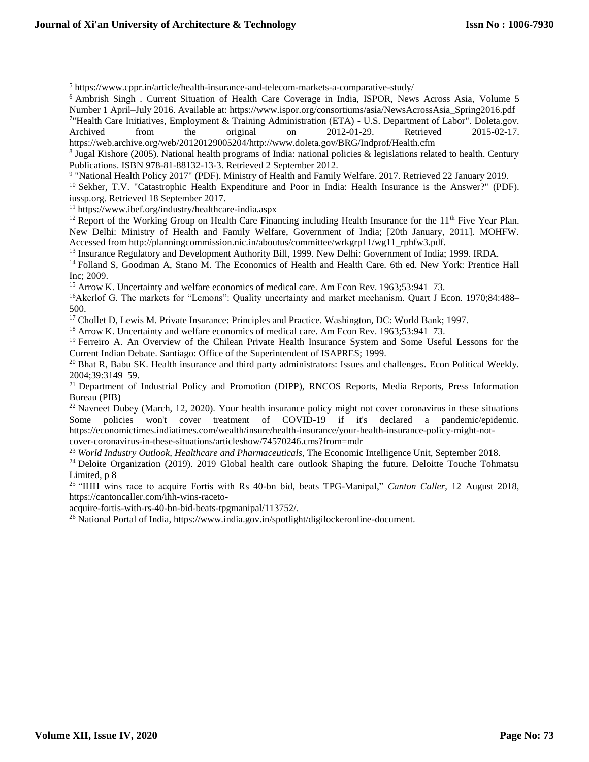[5] https://www.cppr.in/article/health-insurance-and-telecom-markets-a-comparative-study/

[6] Ambrish Singh . Current Situation of Health Care Coverage in India, ISPOR, News Across Asia, Volume 5 Number 1 April–July 2016. Available at: https://www.ispor.org/consortiums/asia/NewsAcrossAsia_Spring2016.pdf

[7]"Health Care Initiatives, Employment & Training Administration (ETA) - U.S. Department of Labor". Doleta.gov. Archived from the original on 2012-01-29. Retrieved 2015-02-17. https://web.archive.org/web/20120129005204/http://www.doleta.gov/BRG/Indprof/Health.cfm

[8] Jugal Kishore (2005). National health programs of India: national policies & legislations related to health. Century Publications. ISBN 978-81-88132-13-3. Retrieved 2 September 2012.

[9] "National Health Policy 2017" (PDF). Ministry of Health and Family Welfare. 2017. Retrieved 22 January 2019.

[10] Sekher, T.V. "Catastrophic Health Expenditure and Poor in India: Health Insurance is the Answer?" (PDF). iussp.org. Retrieved 18 September 2017.

[11] https://www.ibef.org/industry/healthcare-india.aspx

[12] Report of the Working Group on Health Care Financing including Health Insurance for the 11th Five Year Plan. New Delhi: Ministry of Health and Family Welfare, Government of India; [20th January, 2011]. MOHFW. Accessed from http://planningcommission.nic.in/aboutus/committee/wrkgrp11/wg11_rphfw3.pdf.

[13] Insurance Regulatory and Development Authority Bill, 1999. New Delhi: Government of India; 1999. IRDA.

[14] Folland S, Goodman A, Stano M. The Economics of Health and Health Care. 6th ed. New York: Prentice Hall Inc; 2009.

[15] Arrow K. Uncertainty and welfare economics of medical care. Am Econ Rev. 1963;53:941–73.

[16]Akerlof G. The markets for "Lemons": Quality uncertainty and market mechanism. Quart J Econ. 1970;84:488–500.

[17] Chollet D, Lewis M. Private Insurance: Principles and Practice. Washington, DC: World Bank; 1997.

[18] Arrow K. Uncertainty and welfare economics of medical care. Am Econ Rev. 1963;53:941–73.

[19] Ferreiro A. An Overview of the Chilean Private Health Insurance System and Some Useful Lessons for the Current Indian Debate. Santiago: Office of the Superintendent of ISAPRES; 1999.

[20] Bhat R, Babu SK. Health insurance and third party administrators: Issues and challenges. Econ Political Weekly. 2004;39:3149–59.

[21] Department of Industrial Policy and Promotion (DIPP), RNCOS Reports, Media Reports, Press Information Bureau (PIB)

[22] Navneet Dubey (March, 12, 2020). Your health insurance policy might not cover coronavirus in these situations Some policies won't cover treatment of COVID-19 if it's declared a pandemic/epidemic. https://economictimes.indiatimes.com/wealth/insure/health-insurance/your-health-insurance-policy-might-not-cover-coronavirus-in-these-situations/articleshow/74570246.cms?from=mdr

[23] *World Industry Outlook, Healthcare and Pharmaceuticals*, The Economic Intelligence Unit, September 2018.

[24] Deloite Organization (2019). 2019 Global health care outlook Shaping the future. Deloitte Touche Tohmatsu Limited, p 8

[25] "IHH wins race to acquire Fortis with Rs 40-bn bid, beats TPG-Manipal," *Canton Caller*, 12 August 2018, https://cantoncaller.com/ihh-wins-raceto-acquire-fortis-with-rs-40-bn-bid-beats-tpgmanipal/113752/.

[26] National Portal of India, https://www.india.gov.in/spotlight/digilockeronline-document.